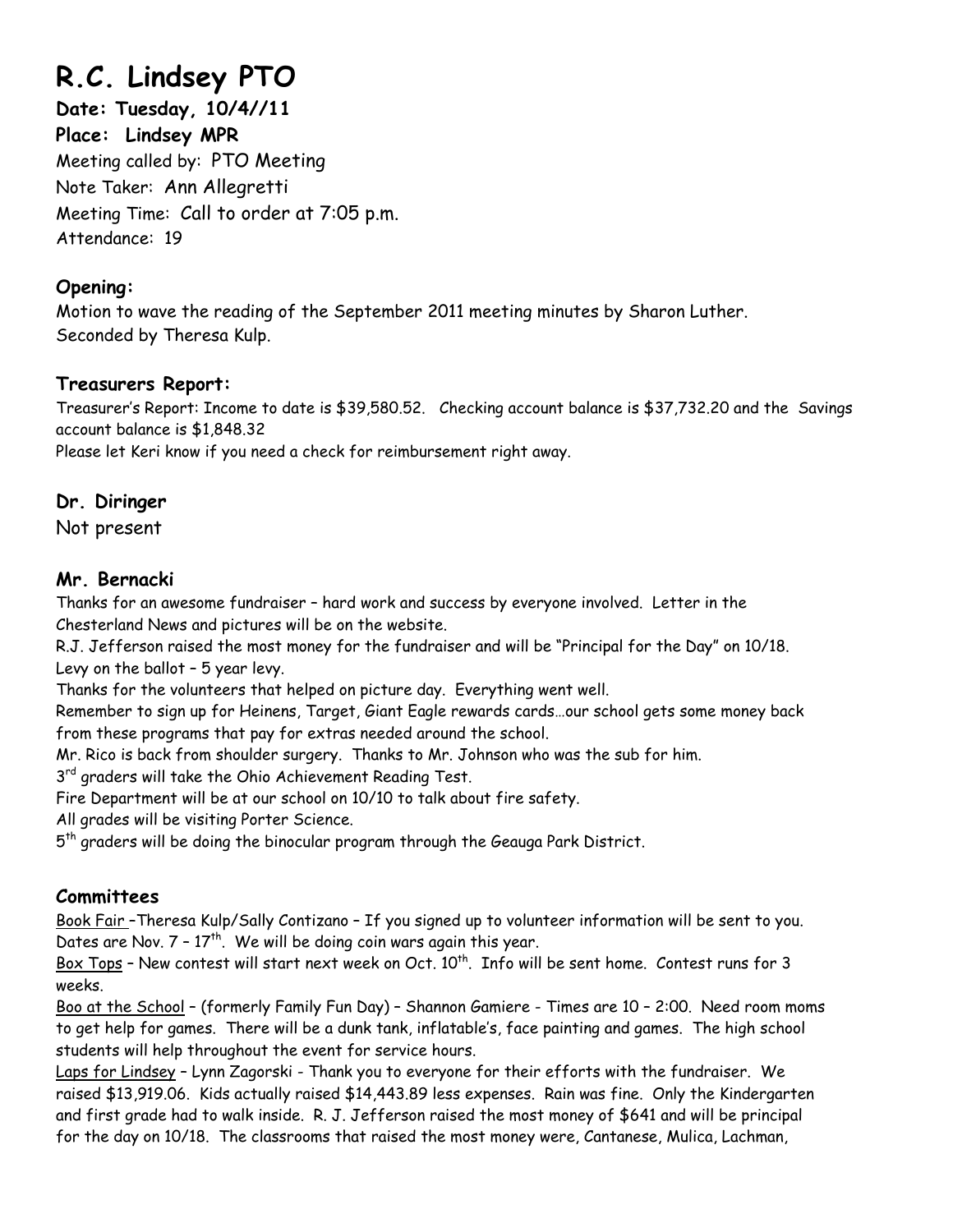# R.C. Lindsey PTO

**Date: Tuesday, 10/4//11**
**Place: Lindsey MPR**
Meeting called by: PTO Meeting
Note Taker: Ann Allegretti
Meeting Time: Call to order at 7:05 p.m.
Attendance: 19

### Opening:

Motion to wave the reading of the September 2011 meeting minutes by Sharon Luther.
Seconded by Theresa Kulp.

### Treasurers Report:

Treasurer's Report: Income to date is $39,580.52. Checking account balance is $37,732.20 and the Savings account balance is $1,848.32
Please let Keri know if you need a check for reimbursement right away.

### Dr. Diringer

Not present

### Mr. Bernacki

Thanks for an awesome fundraiser – hard work and success by everyone involved. Letter in the Chesterland News and pictures will be on the website.
R.J. Jefferson raised the most money for the fundraiser and will be "Principal for the Day" on 10/18.
Levy on the ballot – 5 year levy.
Thanks for the volunteers that helped on picture day. Everything went well.
Remember to sign up for Heinens, Target, Giant Eagle rewards cards…our school gets some money back from these programs that pay for extras needed around the school.
Mr. Rico is back from shoulder surgery. Thanks to Mr. Johnson who was the sub for him.
3rd graders will take the Ohio Achievement Reading Test.
Fire Department will be at our school on 10/10 to talk about fire safety.
All grades will be visiting Porter Science.
5th graders will be doing the binocular program through the Geauga Park District.

### Committees

Book Fair –Theresa Kulp/Sally Contizano – If you signed up to volunteer information will be sent to you. Dates are Nov. 7 – 17th. We will be doing coin wars again this year.
Box Tops – New contest will start next week on Oct. 10th. Info will be sent home. Contest runs for 3 weeks.
Boo at the School – (formerly Family Fun Day) – Shannon Gamiere - Times are 10 – 2:00. Need room moms to get help for games. There will be a dunk tank, inflatable's, face painting and games. The high school students will help throughout the event for service hours.
Laps for Lindsey – Lynn Zagorski - Thank you to everyone for their efforts with the fundraiser. We raised $13,919.06. Kids actually raised $14,443.89 less expenses. Rain was fine. Only the Kindergarten and first grade had to walk inside. R. J. Jefferson raised the most money of $641 and will be principal for the day on 10/18. The classrooms that raised the most money were, Cantanese, Mulica, Lachman,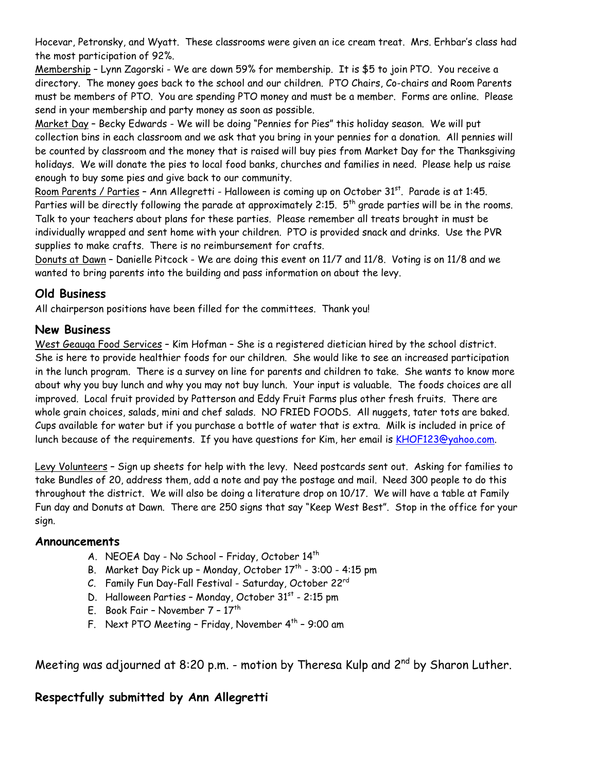Hocevar, Petronsky, and Wyatt. These classrooms were given an ice cream treat. Mrs. Erhbar's class had the most participation of 92%.

Membership – Lynn Zagorski - We are down 59% for membership. It is $5 to join PTO. You receive a directory. The money goes back to the school and our children. PTO Chairs, Co-chairs and Room Parents must be members of PTO. You are spending PTO money and must be a member. Forms are online. Please send in your membership and party money as soon as possible.

Market Day – Becky Edwards - We will be doing "Pennies for Pies" this holiday season. We will put collection bins in each classroom and we ask that you bring in your pennies for a donation. All pennies will be counted by classroom and the money that is raised will buy pies from Market Day for the Thanksgiving holidays. We will donate the pies to local food banks, churches and families in need. Please help us raise enough to buy some pies and give back to our community.

Room Parents / Parties – Ann Allegretti - Halloween is coming up on October 31st. Parade is at 1:45. Parties will be directly following the parade at approximately 2:15. 5th grade parties will be in the rooms. Talk to your teachers about plans for these parties. Please remember all treats brought in must be individually wrapped and sent home with your children. PTO is provided snack and drinks. Use the PVR supplies to make crafts. There is no reimbursement for crafts.

Donuts at Dawn – Danielle Pitcock - We are doing this event on 11/7 and 11/8. Voting is on 11/8 and we wanted to bring parents into the building and pass information on about the levy.

## Old Business

All chairperson positions have been filled for the committees. Thank you!

## New Business

West Geauga Food Services – Kim Hofman – She is a registered dietician hired by the school district. She is here to provide healthier foods for our children. She would like to see an increased participation in the lunch program. There is a survey on line for parents and children to take. She wants to know more about why you buy lunch and why you may not buy lunch. Your input is valuable. The foods choices are all improved. Local fruit provided by Patterson and Eddy Fruit Farms plus other fresh fruits. There are whole grain choices, salads, mini and chef salads. NO FRIED FOODS. All nuggets, tater tots are baked. Cups available for water but if you purchase a bottle of water that is extra. Milk is included in price of lunch because of the requirements. If you have questions for Kim, her email is KHOF123@yahoo.com.

Levy Volunteers – Sign up sheets for help with the levy. Need postcards sent out. Asking for families to take Bundles of 20, address them, add a note and pay the postage and mail. Need 300 people to do this throughout the district. We will also be doing a literature drop on 10/17. We will have a table at Family Fun day and Donuts at Dawn. There are 250 signs that say "Keep West Best". Stop in the office for your sign.

## Announcements

A. NEOEA Day - No School – Friday, October 14th
B. Market Day Pick up – Monday, October 17th - 3:00 - 4:15 pm
C. Family Fun Day-Fall Festival - Saturday, October 22nd
D. Halloween Parties – Monday, October 31st - 2:15 pm
E. Book Fair – November 7 – 17th
F. Next PTO Meeting – Friday, November 4th – 9:00 am

Meeting was adjourned at 8:20 p.m. - motion by Theresa Kulp and 2nd by Sharon Luther.

**Respectfully submitted by Ann Allegretti**